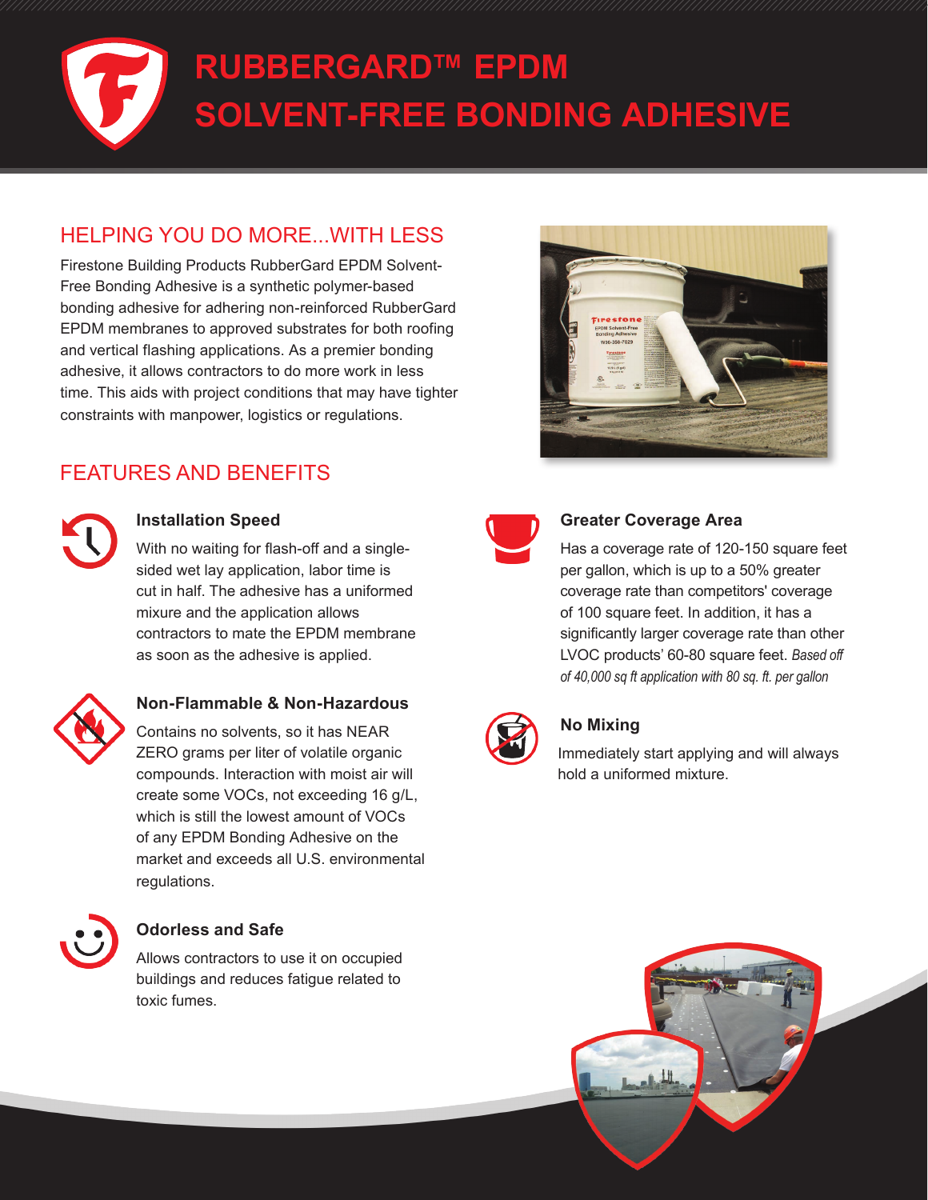# RUBBERGARD™ EPDM SOLVENT-FREE BONDING ADHESIVE

## HELPING YOU DO MORE...WITH LESS

Firestone Building Products RubberGard EPDM Solvent-Free Bonding Adhesive is a synthetic polymer-based bonding adhesive for adhering non-reinforced RubberGard EPDM membranes to approved substrates for both roofing and vertical flashing applications. As a premier bonding adhesive, it allows contractors to do more work in less time. This aids with project conditions that may have tighter constraints with manpower, logistics or regulations.

## FEATURES AND BENEFITS

### Installation Speed

With no waiting for flash-off and a single-sided wet lay application, labor time is cut in half. The adhesive has a uniformed mixure and the application allows contractors to mate the EPDM membrane as soon as the adhesive is applied.

### Non-Flammable & Non-Hazardous

Contains no solvents, so it has NEAR ZERO grams per liter of volatile organic compounds. Interaction with moist air will create some VOCs, not exceeding 16 g/L, which is still the lowest amount of VOCs of any EPDM Bonding Adhesive on the market and exceeds all U.S. environmental regulations.

### Odorless and Safe

Allows contractors to use it on occupied buildings and reduces fatigue related to toxic fumes.

### Greater Coverage Area

Has a coverage rate of 120-150 square feet per gallon, which is up to a 50% greater coverage rate than competitors' coverage of 100 square feet. In addition, it has a significantly larger coverage rate than other LVOC products' 60-80 square feet. *Based off of 40,000 sq ft application with 80 sq. ft. per gallon*

### No Mixing

Immediately start applying and will always hold a uniformed mixture.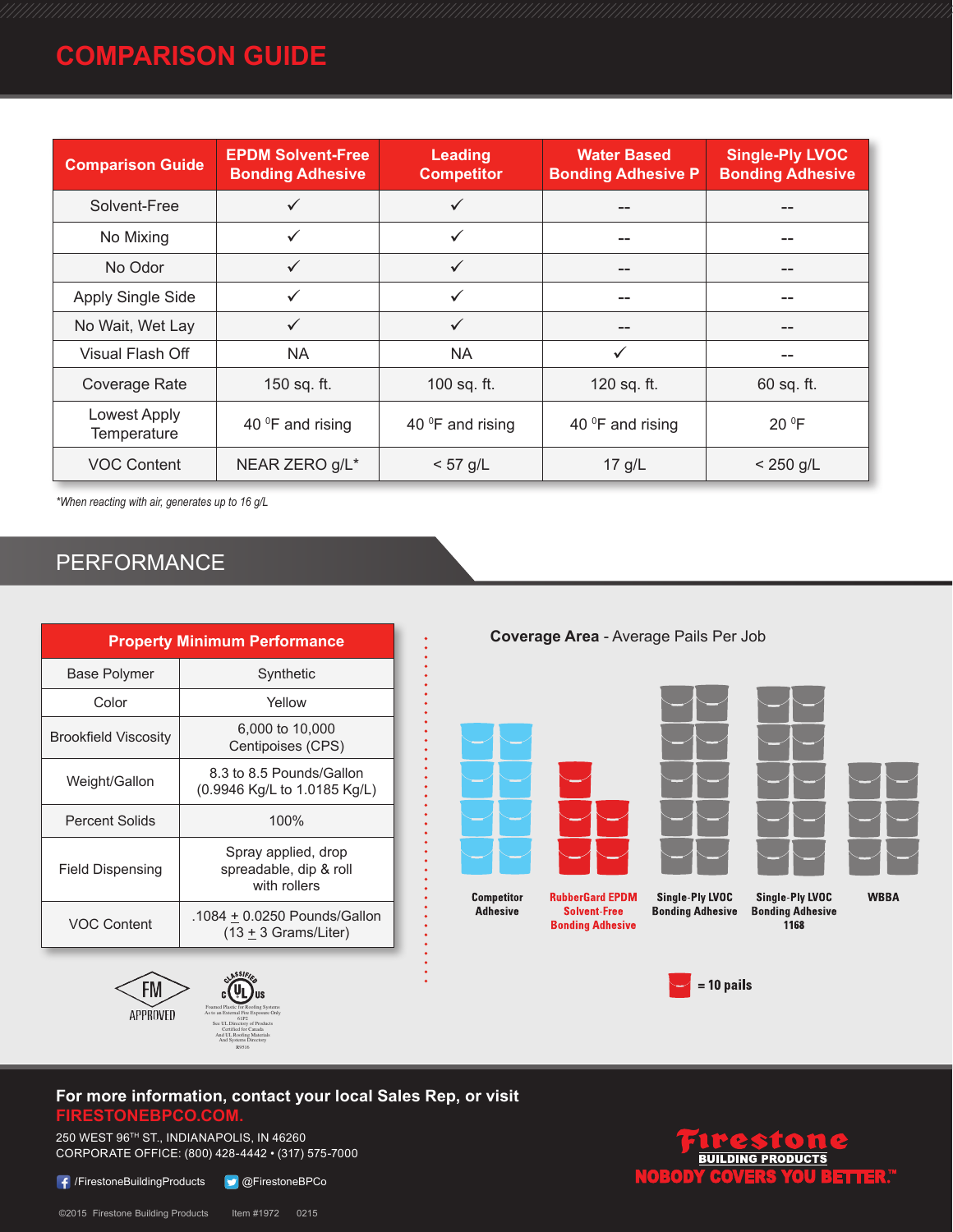# COMPARISON GUIDE

| Comparison Guide | EPDM Solvent-Free Bonding Adhesive | Leading Competitor | Water Based Bonding Adhesive P | Single-Ply LVOC Bonding Adhesive |
|---|---|---|---|---|
| Solvent-Free | ✓ | ✓ | -- | -- |
| No Mixing | ✓ | ✓ | -- | -- |
| No Odor | ✓ | ✓ | -- | -- |
| Apply Single Side | ✓ | ✓ | -- | -- |
| No Wait, Wet Lay | ✓ | ✓ | -- | -- |
| Visual Flash Off | NA | NA | ✓ | -- |
| Coverage Rate | 150 sq. ft. | 100 sq. ft. | 120 sq. ft. | 60 sq. ft. |
| Lowest Apply Temperature | 40 °F and rising | 40 °F and rising | 40 °F and rising | 20 °F |
| VOC Content | NEAR ZERO g/L* | < 57 g/L | 17 g/L | < 250 g/L |

*\*When reacting with air, generates up to 16 g/L*

## PERFORMANCE

| Property Minimum Performance | |
|---|---|
| Base Polymer | Synthetic |
| Color | Yellow |
| Brookfield Viscosity | 6,000 to 10,000 Centipoises (CPS) |
| Weight/Gallon | 8.3 to 8.5 Pounds/Gallon (0.9946 Kg/L to 1.0185 Kg/L) |
| Percent Solids | 100% |
| Field Dispensing | Spray applied, drop spreadable, dip & roll with rollers |
| VOC Content | .1084 ± 0.0250 Pounds/Gallon (13 ± 3 Grams/Liter) |

FM APPROVED

CLASSIFIED c UL us — Foamed Plastic for Roofing Systems As to an External Fire Exposure Only 61P2 See UL Directory of Products Certified for Canada And UL Roofing Materials And Systems Directory R9516

**Coverage Area** - Average Pails Per Job

Competitor Adhesive

RubberGard EPDM Solvent-Free Bonding Adhesive

Single-Ply LVOC Bonding Adhesive

Single-Ply LVOC Bonding Adhesive 1168

WBBA

= 10 pails

**For more information, contact your local Sales Rep, or visit FIRESTONEBPCO.COM.**

250 WEST 96TH ST., INDIANAPOLIS, IN 46260
CORPORATE OFFICE: (800) 428-4442 • (317) 575-7000

/FirestoneBuildingProducts  @FirestoneBPCo

Firestone BUILDING PRODUCTS
NOBODY COVERS YOU BETTER.™

©2015 Firestone Building Products Item #1972 0215